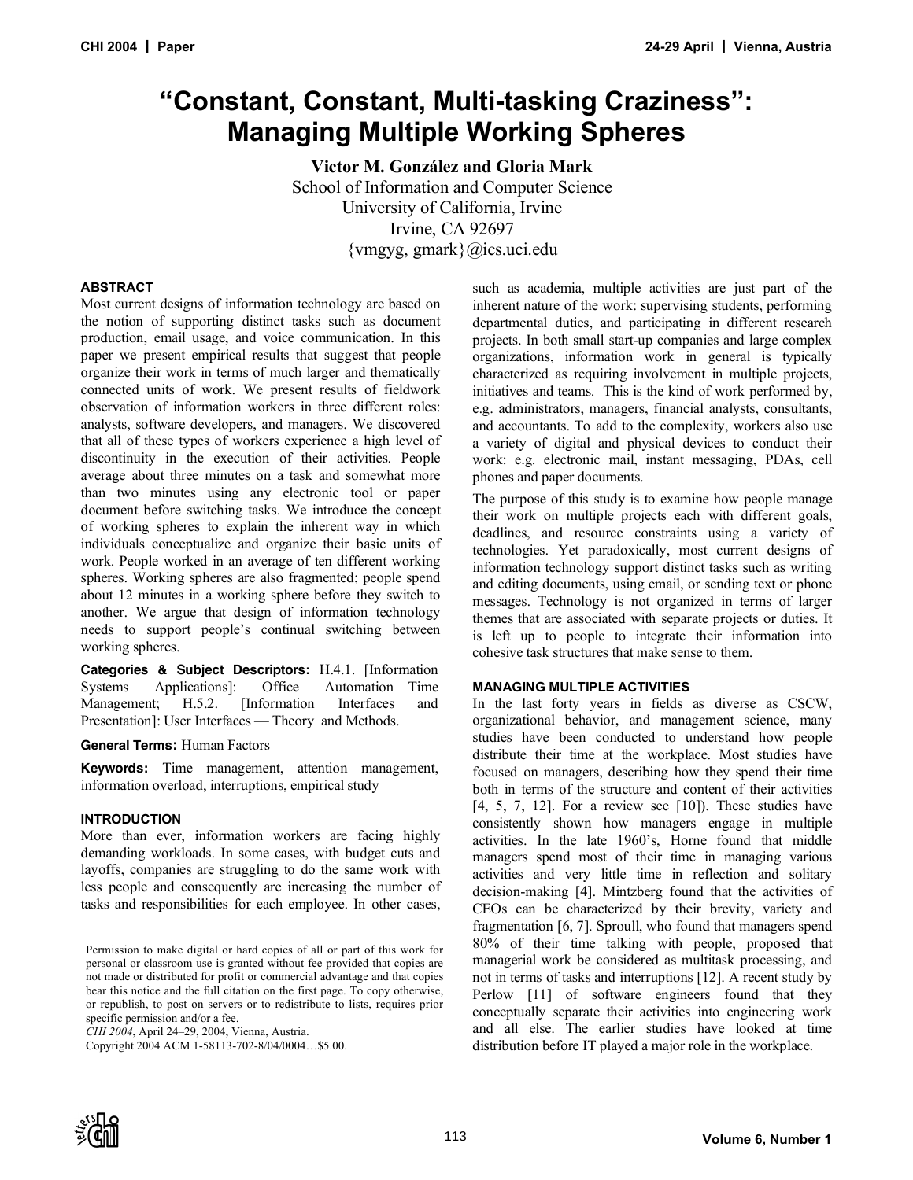# "Constant, Constant, Multi-tasking Craziness": Managing Multiple Working Spheres

**Victor M. González and Gloria Mark**

School of Information and Computer Science
University of California, Irvine
Irvine, CA 92697
{vmgyg, gmark}@ics.uci.edu

## ABSTRACT

Most current designs of information technology are based on the notion of supporting distinct tasks such as document production, email usage, and voice communication. In this paper we present empirical results that suggest that people organize their work in terms of much larger and thematically connected units of work. We present results of fieldwork observation of information workers in three different roles: analysts, software developers, and managers. We discovered that all of these types of workers experience a high level of discontinuity in the execution of their activities. People average about three minutes on a task and somewhat more than two minutes using any electronic tool or paper document before switching tasks. We introduce the concept of working spheres to explain the inherent way in which individuals conceptualize and organize their basic units of work. People worked in an average of ten different working spheres. Working spheres are also fragmented; people spend about 12 minutes in a working sphere before they switch to another. We argue that design of information technology needs to support people's continual switching between working spheres.

**Categories & Subject Descriptors:** H.4.1. [Information Systems Applications]: Office Automation—Time Management; H.5.2. [Information Interfaces and Presentation]: User Interfaces — Theory and Methods.

**General Terms:** Human Factors

**Keywords:** Time management, attention management, information overload, interruptions, empirical study

## INTRODUCTION

More than ever, information workers are facing highly demanding workloads. In some cases, with budget cuts and layoffs, companies are struggling to do the same work with less people and consequently are increasing the number of tasks and responsibilities for each employee. In other cases, such as academia, multiple activities are just part of the inherent nature of the work: supervising students, performing departmental duties, and participating in different research projects. In both small start-up companies and large complex organizations, information work in general is typically characterized as requiring involvement in multiple projects, initiatives and teams. This is the kind of work performed by, e.g. administrators, managers, financial analysts, consultants, and accountants. To add to the complexity, workers also use a variety of digital and physical devices to conduct their work: e.g. electronic mail, instant messaging, PDAs, cell phones and paper documents.

The purpose of this study is to examine how people manage their work on multiple projects each with different goals, deadlines, and resource constraints using a variety of technologies. Yet paradoxically, most current designs of information technology support distinct tasks such as writing and editing documents, using email, or sending text or phone messages. Technology is not organized in terms of larger themes that are associated with separate projects or duties. It is left up to people to integrate their information into cohesive task structures that make sense to them.

## MANAGING MULTIPLE ACTIVITIES

In the last forty years in fields as diverse as CSCW, organizational behavior, and management science, many studies have been conducted to understand how people distribute their time at the workplace. Most studies have focused on managers, describing how they spend their time both in terms of the structure and content of their activities [4, 5, 7, 12]. For a review see [10]). These studies have consistently shown how managers engage in multiple activities. In the late 1960's, Horne found that middle managers spend most of their time in managing various activities and very little time in reflection and solitary decision-making [4]. Mintzberg found that the activities of CEOs can be characterized by their brevity, variety and fragmentation [6, 7]. Sproull, who found that managers spend 80% of their time talking with people, proposed that managerial work be considered as multitask processing, and not in terms of tasks and interruptions [12]. A recent study by Perlow [11] of software engineers found that they conceptually separate their activities into engineering work and all else. The earlier studies have looked at time distribution before IT played a major role in the workplace.

Permission to make digital or hard copies of all or part of this work for personal or classroom use is granted without fee provided that copies are not made or distributed for profit or commercial advantage and that copies bear this notice and the full citation on the first page. To copy otherwise, or republish, to post on servers or to redistribute to lists, requires prior specific permission and/or a fee.
*CHI 2004*, April 24–29, 2004, Vienna, Austria.
Copyright 2004 ACM 1-58113-702-8/04/0004…$5.00.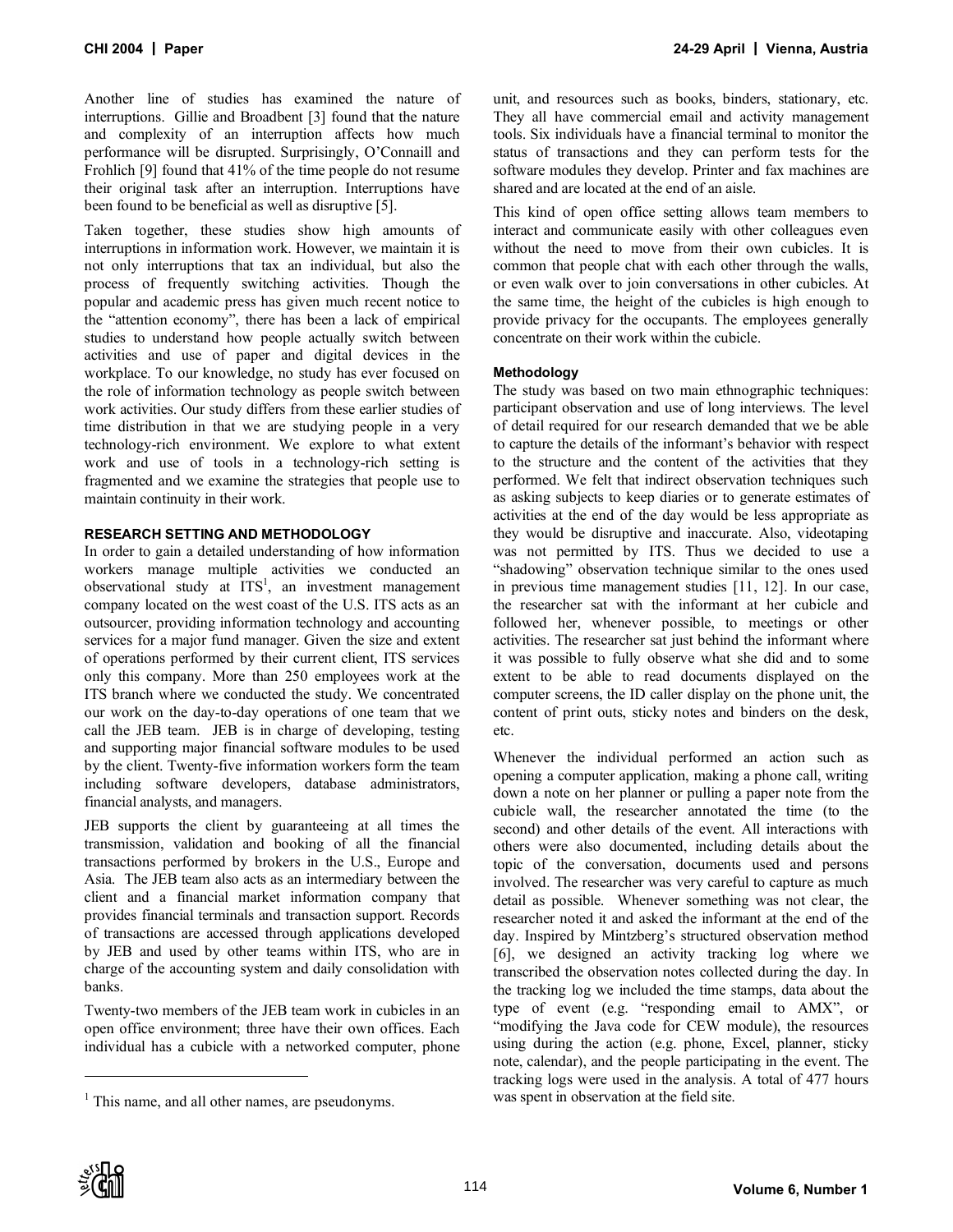Another line of studies has examined the nature of interruptions. Gillie and Broadbent [3] found that the nature and complexity of an interruption affects how much performance will be disrupted. Surprisingly, O'Connaill and Frohlich [9] found that 41% of the time people do not resume their original task after an interruption. Interruptions have been found to be beneficial as well as disruptive [5].

Taken together, these studies show high amounts of interruptions in information work. However, we maintain it is not only interruptions that tax an individual, but also the process of frequently switching activities. Though the popular and academic press has given much recent notice to the "attention economy", there has been a lack of empirical studies to understand how people actually switch between activities and use of paper and digital devices in the workplace. To our knowledge, no study has ever focused on the role of information technology as people switch between work activities. Our study differs from these earlier studies of time distribution in that we are studying people in a very technology-rich environment. We explore to what extent work and use of tools in a technology-rich setting is fragmented and we examine the strategies that people use to maintain continuity in their work.

## RESEARCH SETTING AND METHODOLOGY

In order to gain a detailed understanding of how information workers manage multiple activities we conducted an observational study at ITS[1], an investment management company located on the west coast of the U.S. ITS acts as an outsourcer, providing information technology and accounting services for a major fund manager. Given the size and extent of operations performed by their current client, ITS services only this company. More than 250 employees work at the ITS branch where we conducted the study. We concentrated our work on the day-to-day operations of one team that we call the JEB team. JEB is in charge of developing, testing and supporting major financial software modules to be used by the client. Twenty-five information workers form the team including software developers, database administrators, financial analysts, and managers.

JEB supports the client by guaranteeing at all times the transmission, validation and booking of all the financial transactions performed by brokers in the U.S., Europe and Asia. The JEB team also acts as an intermediary between the client and a financial market information company that provides financial terminals and transaction support. Records of transactions are accessed through applications developed by JEB and used by other teams within ITS, who are in charge of the accounting system and daily consolidation with banks.

Twenty-two members of the JEB team work in cubicles in an open office environment; three have their own offices. Each individual has a cubicle with a networked computer, phone unit, and resources such as books, binders, stationary, etc. They all have commercial email and activity management tools. Six individuals have a financial terminal to monitor the status of transactions and they can perform tests for the software modules they develop. Printer and fax machines are shared and are located at the end of an aisle.

This kind of open office setting allows team members to interact and communicate easily with other colleagues even without the need to move from their own cubicles. It is common that people chat with each other through the walls, or even walk over to join conversations in other cubicles. At the same time, the height of the cubicles is high enough to provide privacy for the occupants. The employees generally concentrate on their work within the cubicle.

### Methodology

The study was based on two main ethnographic techniques: participant observation and use of long interviews. The level of detail required for our research demanded that we be able to capture the details of the informant's behavior with respect to the structure and the content of the activities that they performed. We felt that indirect observation techniques such as asking subjects to keep diaries or to generate estimates of activities at the end of the day would be less appropriate as they would be disruptive and inaccurate. Also, videotaping was not permitted by ITS. Thus we decided to use a "shadowing" observation technique similar to the ones used in previous time management studies [11, 12]. In our case, the researcher sat with the informant at her cubicle and followed her, whenever possible, to meetings or other activities. The researcher sat just behind the informant where it was possible to fully observe what she did and to some extent to be able to read documents displayed on the computer screens, the ID caller display on the phone unit, the content of print outs, sticky notes and binders on the desk, etc.

Whenever the individual performed an action such as opening a computer application, making a phone call, writing down a note on her planner or pulling a paper note from the cubicle wall, the researcher annotated the time (to the second) and other details of the event. All interactions with others were also documented, including details about the topic of the conversation, documents used and persons involved. The researcher was very careful to capture as much detail as possible. Whenever something was not clear, the researcher noted it and asked the informant at the end of the day. Inspired by Mintzberg's structured observation method [6], we designed an activity tracking log where we transcribed the observation notes collected during the day. In the tracking log we included the time stamps, data about the type of event (e.g. "responding email to AMX", or "modifying the Java code for CEW module), the resources using during the action (e.g. phone, Excel, planner, sticky note, calendar), and the people participating in the event. The tracking logs were used in the analysis. A total of 477 hours was spent in observation at the field site.

[1] This name, and all other names, are pseudonyms.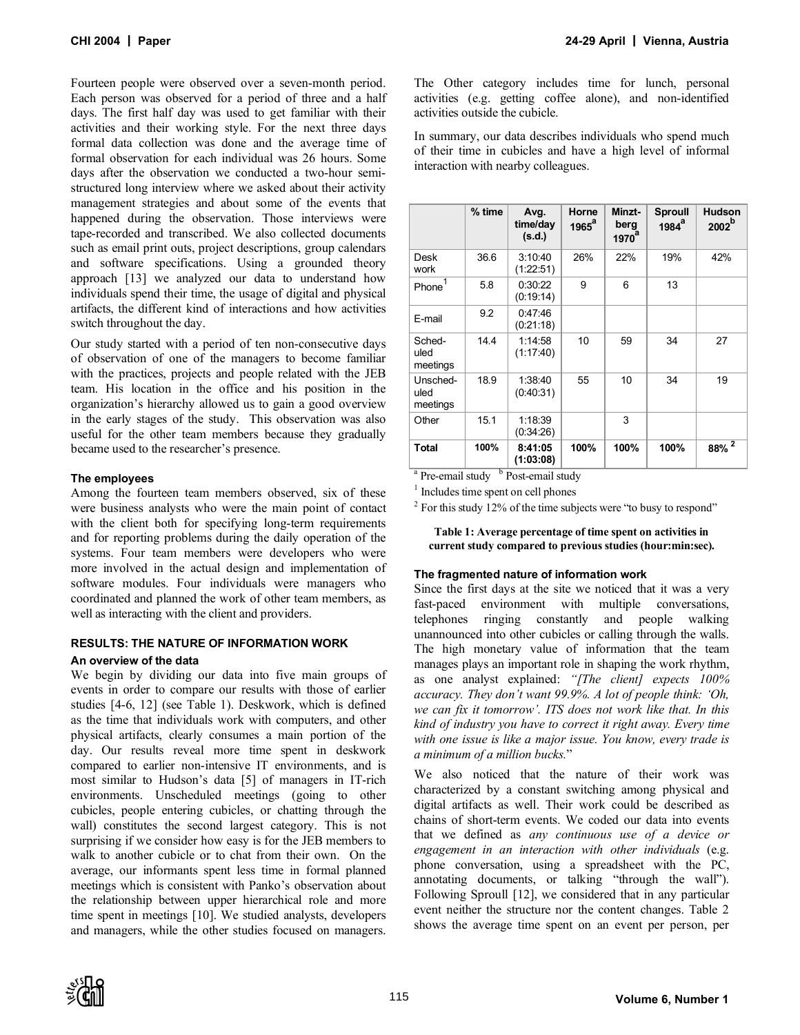Fourteen people were observed over a seven-month period. Each person was observed for a period of three and a half days. The first half day was used to get familiar with their activities and their working style. For the next three days formal data collection was done and the average time of formal observation for each individual was 26 hours. Some days after the observation we conducted a two-hour semi-structured long interview where we asked about their activity management strategies and about some of the events that happened during the observation. Those interviews were tape-recorded and transcribed. We also collected documents such as email print outs, project descriptions, group calendars and software specifications. Using a grounded theory approach [13] we analyzed our data to understand how individuals spend their time, the usage of digital and physical artifacts, the different kind of interactions and how activities switch throughout the day.

Our study started with a period of ten non-consecutive days of observation of one of the managers to become familiar with the practices, projects and people related with the JEB team. His location in the office and his position in the organization's hierarchy allowed us to gain a good overview in the early stages of the study. This observation was also useful for the other team members because they gradually became used to the researcher's presence.

#### The employees

Among the fourteen team members observed, six of these were business analysts who were the main point of contact with the client both for specifying long-term requirements and for reporting problems during the daily operation of the systems. Four team members were developers who were more involved in the actual design and implementation of software modules. Four individuals were managers who coordinated and planned the work of other team members, as well as interacting with the client and providers.

### RESULTS: THE NATURE OF INFORMATION WORK

#### An overview of the data

We begin by dividing our data into five main groups of events in order to compare our results with those of earlier studies [4-6, 12] (see Table 1). Deskwork, which is defined as the time that individuals work with computers, and other physical artifacts, clearly consumes a main portion of the day. Our results reveal more time spent in deskwork compared to earlier non-intensive IT environments, and is most similar to Hudson's data [5] of managers in IT-rich environments. Unscheduled meetings (going to other cubicles, people entering cubicles, or chatting through the wall) constitutes the second largest category. This is not surprising if we consider how easy is for the JEB members to walk to another cubicle or to chat from their own. On the average, our informants spent less time in formal planned meetings which is consistent with Panko's observation about the relationship between upper hierarchical role and more time spent in meetings [10]. We studied analysts, developers and managers, while the other studies focused on managers.

The Other category includes time for lunch, personal activities (e.g. getting coffee alone), and non-identified activities outside the cubicle.

In summary, our data describes individuals who spend much of their time in cubicles and have a high level of informal interaction with nearby colleagues.

| | % time | Avg. time/day (s.d.) | Horne 1965[a] | Mintz-berg 1970[a] | Sproull 1984[a] | Hudson 2002[b] |
|---|---|---|---|---|---|---|
| Desk work | 36.6 | 3:10:40 (1:22:51) | 26% | 22% | 19% | 42% |
| Phone[1] | 5.8 | 0:30:22 (0:19:14) | 9 | 6 | 13 | |
| E-mail | 9.2 | 0:47:46 (0:21:18) | | | | |
| Sched-uled meetings | 14.4 | 1:14:58 (1:17:40) | 10 | 59 | 34 | 27 |
| Unsched-uled meetings | 18.9 | 1:38:40 (0:40:31) | 55 | 10 | 34 | 19 |
| Other | 15.1 | 1:18:39 (0:34:26) | | 3 | | |
| **Total** | **100%** | **8:41:05 (1:03:08)** | **100%** | **100%** | **100%** | **88% [2]** |

[a] Pre-email study [b] Post-email study

[1] Includes time spent on cell phones

[2] For this study 12% of the time subjects were "to busy to respond"

**Table 1: Average percentage of time spent on activities in current study compared to previous studies (hour:min:sec).**

#### The fragmented nature of information work

Since the first days at the site we noticed that it was a very fast-paced environment with multiple conversations, telephones ringing constantly and people walking unannounced into other cubicles or calling through the walls. The high monetary value of information that the team manages plays an important role in shaping the work rhythm, as one analyst explained: *"[The client] expects 100% accuracy. They don't want 99.9%. A lot of people think: 'Oh, we can fix it tomorrow'. ITS does not work like that. In this kind of industry you have to correct it right away. Every time with one issue is like a major issue. You know, every trade is a minimum of a million bucks.*"

We also noticed that the nature of their work was characterized by a constant switching among physical and digital artifacts as well. Their work could be described as chains of short-term events. We coded our data into events that we defined as *any continuous use of a device or engagement in an interaction with other individuals* (e.g. phone conversation, using a spreadsheet with the PC, annotating documents, or talking "through the wall"). Following Sproull [12], we considered that in any particular event neither the structure nor the content changes. Table 2 shows the average time spent on an event per person, per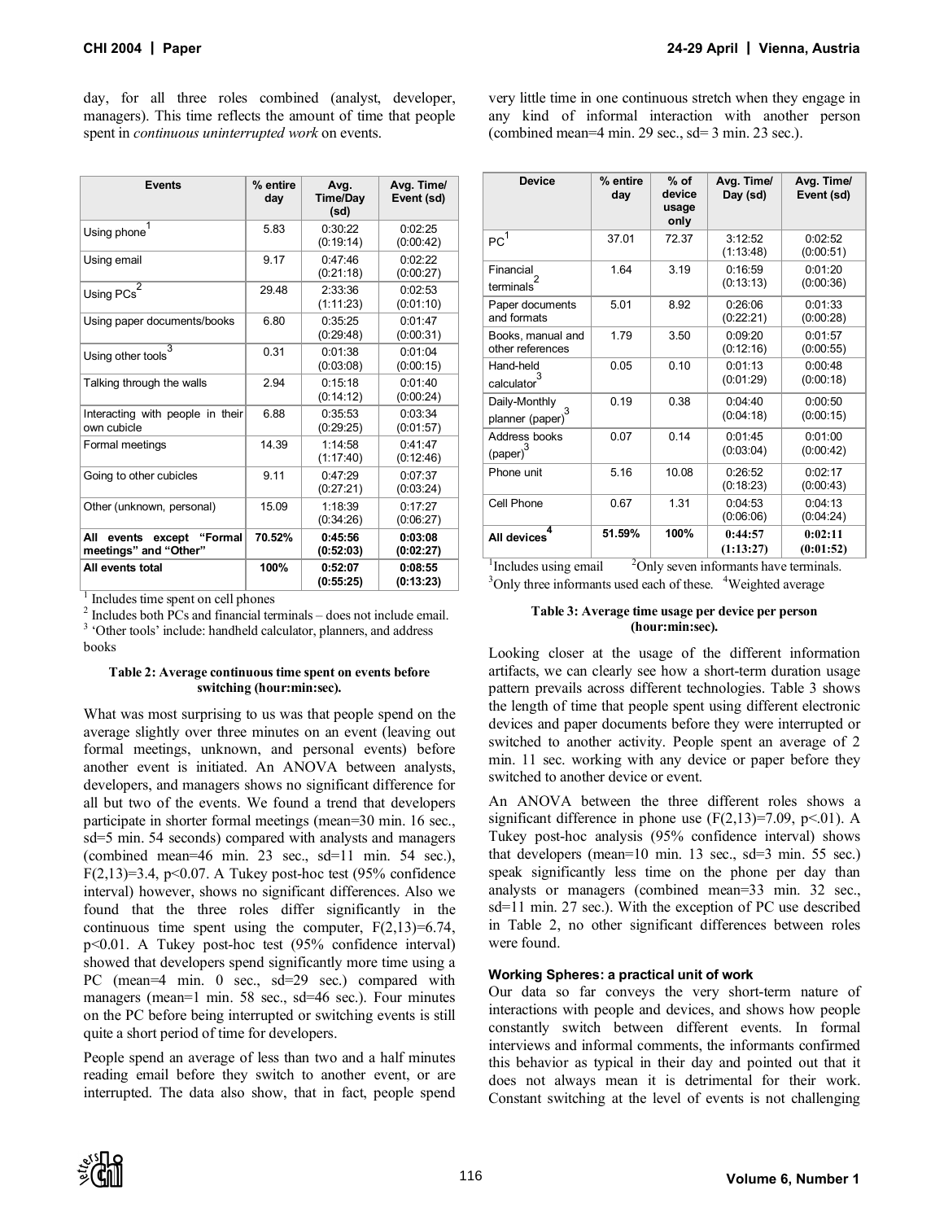day, for all three roles combined (analyst, developer, managers). This time reflects the amount of time that people spent in *continuous uninterrupted work* on events.

| Events | % entire day | Avg. Time/Day (sd) | Avg. Time/ Event (sd) |
|---|---|---|---|
| Using phone[1] | 5.83 | 0:30:22 (0:19:14) | 0:02:25 (0:00:42) |
| Using email | 9.17 | 0:47:46 (0:21:18) | 0:02:22 (0:00:27) |
| Using PCs[2] | 29.48 | 2:33:36 (1:11:23) | 0:02:53 (0:01:10) |
| Using paper documents/books | 6.80 | 0:35:25 (0:29:48) | 0:01:47 (0:00:31) |
| Using other tools[3] | 0.31 | 0:01:38 (0:03:08) | 0:01:04 (0:00:15) |
| Talking through the walls | 2.94 | 0:15:18 (0:14:12) | 0:01:40 (0:00:24) |
| Interacting with people in their own cubicle | 6.88 | 0:35:53 (0:29:25) | 0:03:34 (0:01:57) |
| Formal meetings | 14.39 | 1:14:58 (1:17:40) | 0:41:47 (0:12:46) |
| Going to other cubicles | 9.11 | 0:47:29 (0:27:21) | 0:07:37 (0:03:24) |
| Other (unknown, personal) | 15.09 | 1:18:39 (0:34:26) | 0:17:27 (0:06:27) |
| **All events except "Formal meetings" and "Other"** | **70.52%** | **0:45:56 (0:52:03)** | **0:03:08 (0:02:27)** |
| **All events total** | **100%** | **0:52:07 (0:55:25)** | **0:08:55 (0:13:23)** |

[1] Includes time spent on cell phones
[2] Includes both PCs and financial terminals – does not include email.
[3] 'Other tools' include: handheld calculator, planners, and address books

**Table 2: Average continuous time spent on events before switching (hour:min:sec).**

What was most surprising to us was that people spend on the average slightly over three minutes on an event (leaving out formal meetings, unknown, and personal events) before another event is initiated. An ANOVA between analysts, developers, and managers shows no significant difference for all but two of the events. We found a trend that developers participate in shorter formal meetings (mean=30 min. 16 sec., sd=5 min. 54 seconds) compared with analysts and managers (combined mean=46 min. 23 sec., sd=11 min. 54 sec.), $F(2,13)=3.4$, $p<0.07$. A Tukey post-hoc test (95% confidence interval) however, shows no significant differences. Also we found that the three roles differ significantly in the continuous time spent using the computer, $F(2,13)=6.74$, $p<0.01$. A Tukey post-hoc test (95% confidence interval) showed that developers spend significantly more time using a PC (mean=4 min. 0 sec., sd=29 sec.) compared with managers (mean=1 min. 58 sec., sd=46 sec.). Four minutes on the PC before being interrupted or switching events is still quite a short period of time for developers.

People spend an average of less than two and a half minutes reading email before they switch to another event, or are interrupted. The data also show, that in fact, people spend very little time in one continuous stretch when they engage in any kind of informal interaction with another person (combined mean=4 min. 29 sec., sd= 3 min. 23 sec.).

| Device | % entire day | % of device usage only | Avg. Time/ Day (sd) | Avg. Time/ Event (sd) |
|---|---|---|---|---|
| PC[1] | 37.01 | 72.37 | 3:12:52 (1:13:48) | 0:02:52 (0:00:51) |
| Financial terminals[2] | 1.64 | 3.19 | 0:16:59 (0:13:13) | 0:01:20 (0:00:36) |
| Paper documents and formats | 5.01 | 8.92 | 0:26:06 (0:22:21) | 0:01:33 (0:00:28) |
| Books, manual and other references | 1.79 | 3.50 | 0:09:20 (0:12:16) | 0:01:57 (0:00:55) |
| Hand-held calculator[3] | 0.05 | 0.10 | 0:01:13 (0:01:29) | 0:00:48 (0:00:18) |
| Daily-Monthly planner (paper)[3] | 0.19 | 0.38 | 0:04:40 (0:04:18) | 0:00:50 (0:00:15) |
| Address books (paper)[3] | 0.07 | 0.14 | 0:01:45 (0:03:04) | 0:01:00 (0:00:42) |
| Phone unit | 5.16 | 10.08 | 0:26:52 (0:18:23) | 0:02:17 (0:00:43) |
| Cell Phone | 0.67 | 1.31 | 0:04:53 (0:06:06) | 0:04:13 (0:04:24) |
| **All devices[4]** | **51.59%** | **100%** | **0:44:57 (1:13:27)** | **0:02:11 (0:01:52)** |

[1] Includes using email  [2] Only seven informants have terminals.
[3] Only three informants used each of these.  [4] Weighted average

**Table 3: Average time usage per device per person (hour:min:sec).**

Looking closer at the usage of the different information artifacts, we can clearly see how a short-term duration usage pattern prevails across different technologies. Table 3 shows the length of time that people spent using different electronic devices and paper documents before they were interrupted or switched to another activity. People spent an average of 2 min. 11 sec. working with any device or paper before they switched to another device or event.

An ANOVA between the three different roles shows a significant difference in phone use ($F(2,13)=7.09$, $p<.01$). A Tukey post-hoc analysis (95% confidence interval) shows that developers (mean=10 min. 13 sec., sd=3 min. 55 sec.) speak significantly less time on the phone per day than analysts or managers (combined mean=33 min. 32 sec., sd=11 min. 27 sec.). With the exception of PC use described in Table 2, no other significant differences between roles were found.

### Working Spheres: a practical unit of work

Our data so far conveys the very short-term nature of interactions with people and devices, and shows how people constantly switch between different events. In formal interviews and informal comments, the informants confirmed this behavior as typical in their day and pointed out that it does not always mean it is detrimental for their work. Constant switching at the level of events is not challenging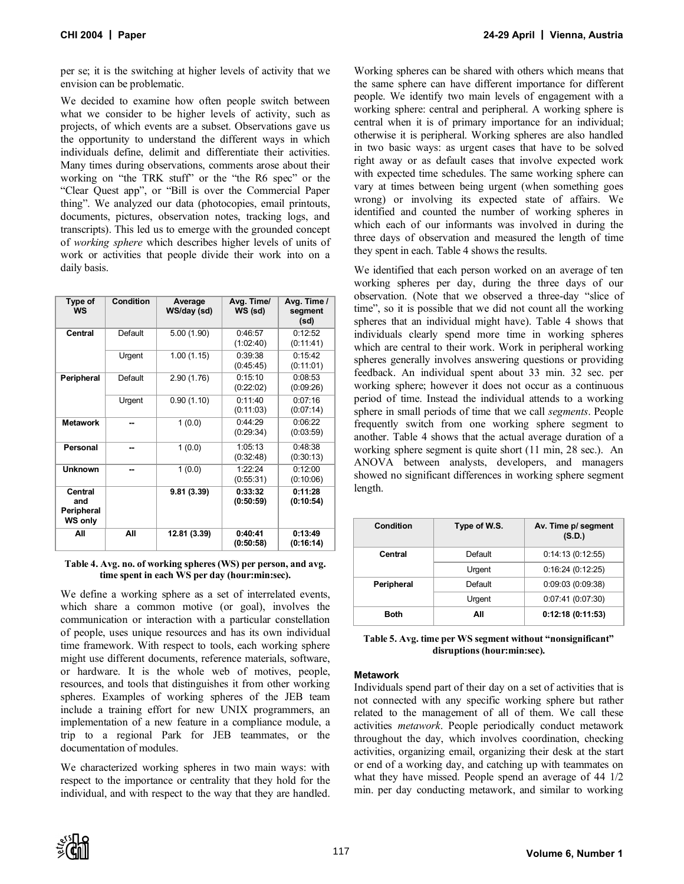per se; it is the switching at higher levels of activity that we envision can be problematic.

We decided to examine how often people switch between what we consider to be higher levels of activity, such as projects, of which events are a subset. Observations gave us the opportunity to understand the different ways in which individuals define, delimit and differentiate their activities. Many times during observations, comments arose about their working on "the TRK stuff" or the "the R6 spec" or the "Clear Quest app", or "Bill is over the Commercial Paper thing". We analyzed our data (photocopies, email printouts, documents, pictures, observation notes, tracking logs, and transcripts). This led us to emerge with the grounded concept of *working sphere* which describes higher levels of units of work or activities that people divide their work into on a daily basis.

| Type of WS | Condition | Average WS/day (sd) | Avg. Time/ WS (sd) | Avg. Time / segment (sd) |
|---|---|---|---|---|
| **Central** | Default | 5.00 (1.90) | 0:46:57 (1:02:40) | 0:12:52 (0:11:41) |
| | Urgent | 1.00 (1.15) | 0:39:38 (0:45:45) | 0:15:42 (0:11:01) |
| **Peripheral** | Default | 2.90 (1.76) | 0:15:10 (0:22:02) | 0:08:53 (0:09:26) |
| | Urgent | 0.90 (1.10) | 0:11:40 (0:11:03) | 0:07:16 (0:07:14) |
| **Metawork** | -- | 1 (0.0) | 0:44:29 (0:29:34) | 0:06:22 (0:03:59) |
| **Personal** | -- | 1 (0.0) | 1:05:13 (0:32:48) | 0:48:38 (0:30:13) |
| **Unknown** | -- | 1 (0.0) | 1:22:24 (0:55:31) | 0:12:00 (0:10:06) |
| **Central and Peripheral WS only** | | **9.81 (3.39)** | **0:33:32 (0:50:59)** | **0:11:28 (0:10:54)** |
| **All** | **All** | **12.81 (3.39)** | **0:40:41 (0:50:58)** | **0:13:49 (0:16:14)** |

**Table 4. Avg. no. of working spheres (WS) per person, and avg. time spent in each WS per day (hour:min:sec).**

We define a working sphere as a set of interrelated events, which share a common motive (or goal), involves the communication or interaction with a particular constellation of people, uses unique resources and has its own individual time framework. With respect to tools, each working sphere might use different documents, reference materials, software, or hardware. It is the whole web of motives, people, resources, and tools that distinguishes it from other working spheres. Examples of working spheres of the JEB team include a training effort for new UNIX programmers, an implementation of a new feature in a compliance module, a trip to a regional Park for JEB teammates, or the documentation of modules.

We characterized working spheres in two main ways: with respect to the importance or centrality that they hold for the individual, and with respect to the way that they are handled. Working spheres can be shared with others which means that the same sphere can have different importance for different people. We identify two main levels of engagement with a working sphere: central and peripheral. A working sphere is central when it is of primary importance for an individual; otherwise it is peripheral. Working spheres are also handled in two basic ways: as urgent cases that have to be solved right away or as default cases that involve expected work with expected time schedules. The same working sphere can vary at times between being urgent (when something goes wrong) or involving its expected state of affairs. We identified and counted the number of working spheres in which each of our informants was involved in during the three days of observation and measured the length of time they spent in each. Table 4 shows the results.

We identified that each person worked on an average of ten working spheres per day, during the three days of our observation. (Note that we observed a three-day "slice of time", so it is possible that we did not count all the working spheres that an individual might have). Table 4 shows that individuals clearly spend more time in working spheres which are central to their work. Work in peripheral working spheres generally involves answering questions or providing feedback. An individual spent about 33 min. 32 sec. per working sphere; however it does not occur as a continuous period of time. Instead the individual attends to a working sphere in small periods of time that we call *segments*. People frequently switch from one working sphere segment to another. Table 4 shows that the actual average duration of a working sphere segment is quite short (11 min, 28 sec.). An ANOVA between analysts, developers, and managers showed no significant differences in working sphere segment length.

| Condition | Type of W.S. | Av. Time p/ segment (S.D.) |
|---|---|---|
| **Central** | Default | 0:14:13 (0:12:55) |
| | Urgent | 0:16:24 (0:12:25) |
| **Peripheral** | Default | 0:09:03 (0:09:38) |
| | Urgent | 0:07:41 (0:07:30) |
| **Both** | **All** | **0:12:18 (0:11:53)** |

**Table 5. Avg. time per WS segment without "nonsignificant" disruptions (hour:min:sec).**

### Metawork

Individuals spend part of their day on a set of activities that is not connected with any specific working sphere but rather related to the management of all of them. We call these activities *metawork*. People periodically conduct metawork throughout the day, which involves coordination, checking activities, organizing email, organizing their desk at the start or end of a working day, and catching up with teammates on what they have missed. People spend an average of 44 1/2 min. per day conducting metawork, and similar to working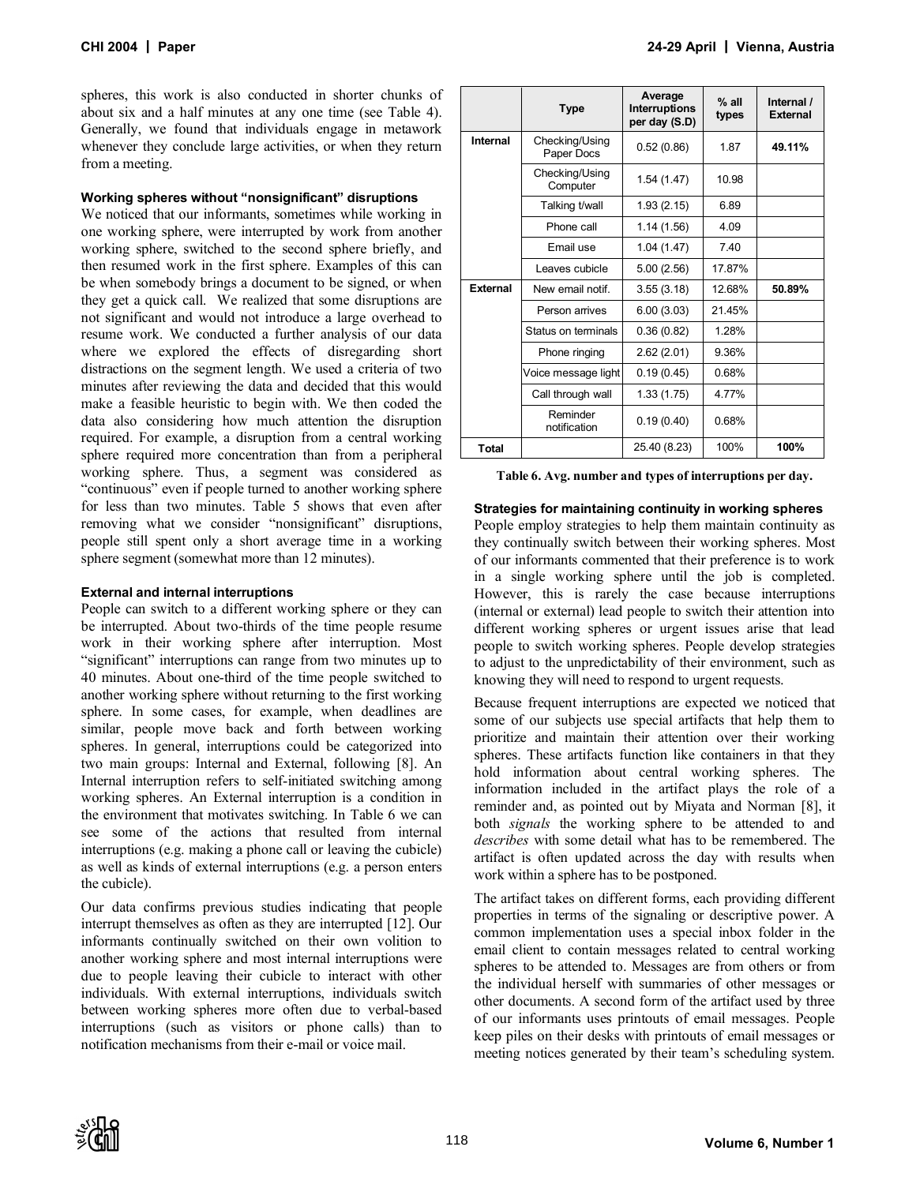spheres, this work is also conducted in shorter chunks of about six and a half minutes at any one time (see Table 4). Generally, we found that individuals engage in metawork whenever they conclude large activities, or when they return from a meeting.

### Working spheres without "nonsignificant" disruptions

We noticed that our informants, sometimes while working in one working sphere, were interrupted by work from another working sphere, switched to the second sphere briefly, and then resumed work in the first sphere. Examples of this can be when somebody brings a document to be signed, or when they get a quick call. We realized that some disruptions are not significant and would not introduce a large overhead to resume work. We conducted a further analysis of our data where we explored the effects of disregarding short distractions on the segment length. We used a criteria of two minutes after reviewing the data and decided that this would make a feasible heuristic to begin with. We then coded the data also considering how much attention the disruption required. For example, a disruption from a central working sphere required more concentration than from a peripheral working sphere. Thus, a segment was considered as "continuous" even if people turned to another working sphere for less than two minutes. Table 5 shows that even after removing what we consider "nonsignificant" disruptions, people still spent only a short average time in a working sphere segment (somewhat more than 12 minutes).

### External and internal interruptions

People can switch to a different working sphere or they can be interrupted. About two-thirds of the time people resume work in their working sphere after interruption. Most "significant" interruptions can range from two minutes up to 40 minutes. About one-third of the time people switched to another working sphere without returning to the first working sphere. In some cases, for example, when deadlines are similar, people move back and forth between working spheres. In general, interruptions could be categorized into two main groups: Internal and External, following [8]. An Internal interruption refers to self-initiated switching among working spheres. An External interruption is a condition in the environment that motivates switching. In Table 6 we can see some of the actions that resulted from internal interruptions (e.g. making a phone call or leaving the cubicle) as well as kinds of external interruptions (e.g. a person enters the cubicle).

Our data confirms previous studies indicating that people interrupt themselves as often as they are interrupted [12]. Our informants continually switched on their own volition to another working sphere and most internal interruptions were due to people leaving their cubicle to interact with other individuals. With external interruptions, individuals switch between working spheres more often due to verbal-based interruptions (such as visitors or phone calls) than to notification mechanisms from their e-mail or voice mail.

| | Type | Average Interruptions per day (S.D) | % all types | Internal / External |
|---|---|---|---|---|
| **Internal** | Checking/Using Paper Docs | 0.52 (0.86) | 1.87 | **49.11%** |
| | Checking/Using Computer | 1.54 (1.47) | 10.98 | |
| | Talking t/wall | 1.93 (2.15) | 6.89 | |
| | Phone call | 1.14 (1.56) | 4.09 | |
| | Email use | 1.04 (1.47) | 7.40 | |
| | Leaves cubicle | 5.00 (2.56) | 17.87% | |
| **External** | New email notif. | 3.55 (3.18) | 12.68% | **50.89%** |
| | Person arrives | 6.00 (3.03) | 21.45% | |
| | Status on terminals | 0.36 (0.82) | 1.28% | |
| | Phone ringing | 2.62 (2.01) | 9.36% | |
| | Voice message light | 0.19 (0.45) | 0.68% | |
| | Call through wall | 1.33 (1.75) | 4.77% | |
| | Reminder notification | 0.19 (0.40) | 0.68% | |
| **Total** | | 25.40 (8.23) | 100% | **100%** |

**Table 6. Avg. number and types of interruptions per day.**

### Strategies for maintaining continuity in working spheres

People employ strategies to help them maintain continuity as they continually switch between their working spheres. Most of our informants commented that their preference is to work in a single working sphere until the job is completed. However, this is rarely the case because interruptions (internal or external) lead people to switch their attention into different working spheres or urgent issues arise that lead people to switch working spheres. People develop strategies to adjust to the unpredictability of their environment, such as knowing they will need to respond to urgent requests.

Because frequent interruptions are expected we noticed that some of our subjects use special artifacts that help them to prioritize and maintain their attention over their working spheres. These artifacts function like containers in that they hold information about central working spheres. The information included in the artifact plays the role of a reminder and, as pointed out by Miyata and Norman [8], it both *signals* the working sphere to be attended to and *describes* with some detail what has to be remembered. The artifact is often updated across the day with results when work within a sphere has to be postponed.

The artifact takes on different forms, each providing different properties in terms of the signaling or descriptive power. A common implementation uses a special inbox folder in the email client to contain messages related to central working spheres to be attended to. Messages are from others or from the individual herself with summaries of other messages or other documents. A second form of the artifact used by three of our informants uses printouts of email messages. People keep piles on their desks with printouts of email messages or meeting notices generated by their team's scheduling system.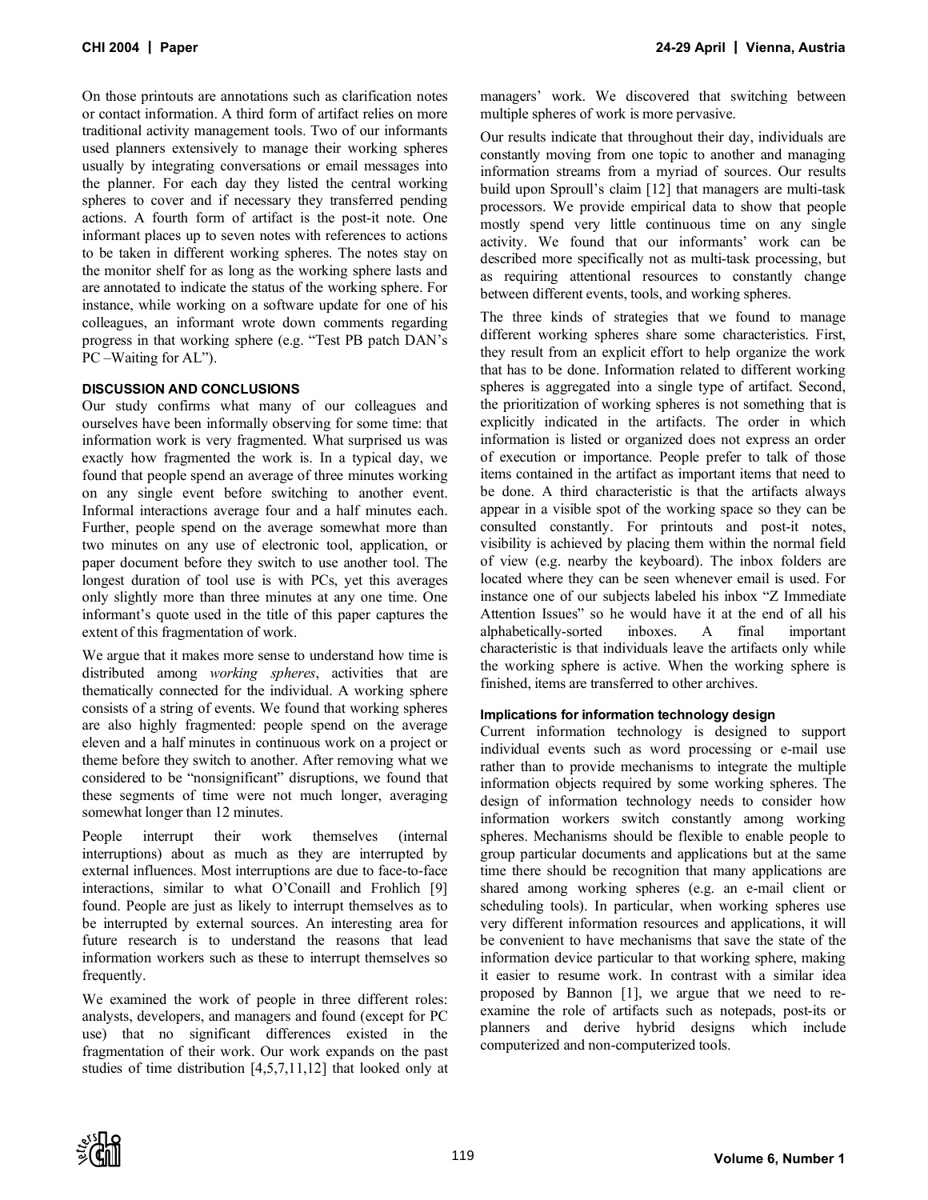On those printouts are annotations such as clarification notes or contact information. A third form of artifact relies on more traditional activity management tools. Two of our informants used planners extensively to manage their working spheres usually by integrating conversations or email messages into the planner. For each day they listed the central working spheres to cover and if necessary they transferred pending actions. A fourth form of artifact is the post-it note. One informant places up to seven notes with references to actions to be taken in different working spheres. The notes stay on the monitor shelf for as long as the working sphere lasts and are annotated to indicate the status of the working sphere. For instance, while working on a software update for one of his colleagues, an informant wrote down comments regarding progress in that working sphere (e.g. "Test PB patch DAN's PC –Waiting for AL").

## DISCUSSION AND CONCLUSIONS

Our study confirms what many of our colleagues and ourselves have been informally observing for some time: that information work is very fragmented. What surprised us was exactly how fragmented the work is. In a typical day, we found that people spend an average of three minutes working on any single event before switching to another event. Informal interactions average four and a half minutes each. Further, people spend on the average somewhat more than two minutes on any use of electronic tool, application, or paper document before they switch to use another tool. The longest duration of tool use is with PCs, yet this averages only slightly more than three minutes at any one time. One informant's quote used in the title of this paper captures the extent of this fragmentation of work.

We argue that it makes more sense to understand how time is distributed among *working spheres*, activities that are thematically connected for the individual. A working sphere consists of a string of events. We found that working spheres are also highly fragmented: people spend on the average eleven and a half minutes in continuous work on a project or theme before they switch to another. After removing what we considered to be "nonsignificant" disruptions, we found that these segments of time were not much longer, averaging somewhat longer than 12 minutes.

People interrupt their work themselves (internal interruptions) about as much as they are interrupted by external influences. Most interruptions are due to face-to-face interactions, similar to what O'Conaill and Frohlich [9] found. People are just as likely to interrupt themselves as to be interrupted by external sources. An interesting area for future research is to understand the reasons that lead information workers such as these to interrupt themselves so frequently.

We examined the work of people in three different roles: analysts, developers, and managers and found (except for PC use) that no significant differences existed in the fragmentation of their work. Our work expands on the past studies of time distribution [4,5,7,11,12] that looked only at managers' work. We discovered that switching between multiple spheres of work is more pervasive.

Our results indicate that throughout their day, individuals are constantly moving from one topic to another and managing information streams from a myriad of sources. Our results build upon Sproull's claim [12] that managers are multi-task processors. We provide empirical data to show that people mostly spend very little continuous time on any single activity. We found that our informants' work can be described more specifically not as multi-task processing, but as requiring attentional resources to constantly change between different events, tools, and working spheres.

The three kinds of strategies that we found to manage different working spheres share some characteristics. First, they result from an explicit effort to help organize the work that has to be done. Information related to different working spheres is aggregated into a single type of artifact. Second, the prioritization of working spheres is not something that is explicitly indicated in the artifacts. The order in which information is listed or organized does not express an order of execution or importance. People prefer to talk of those items contained in the artifact as important items that need to be done. A third characteristic is that the artifacts always appear in a visible spot of the working space so they can be consulted constantly. For printouts and post-it notes, visibility is achieved by placing them within the normal field of view (e.g. nearby the keyboard). The inbox folders are located where they can be seen whenever email is used. For instance one of our subjects labeled his inbox "Z Immediate Attention Issues" so he would have it at the end of all his alphabetically-sorted inboxes. A final important characteristic is that individuals leave the artifacts only while the working sphere is active. When the working sphere is finished, items are transferred to other archives.

### Implications for information technology design

Current information technology is designed to support individual events such as word processing or e-mail use rather than to provide mechanisms to integrate the multiple information objects required by some working spheres. The design of information technology needs to consider how information workers switch constantly among working spheres. Mechanisms should be flexible to enable people to group particular documents and applications but at the same time there should be recognition that many applications are shared among working spheres (e.g. an e-mail client or scheduling tools). In particular, when working spheres use very different information resources and applications, it will be convenient to have mechanisms that save the state of the information device particular to that working sphere, making it easier to resume work. In contrast with a similar idea proposed by Bannon [1], we argue that we need to re-examine the role of artifacts such as notepads, post-its or planners and derive hybrid designs which include computerized and non-computerized tools.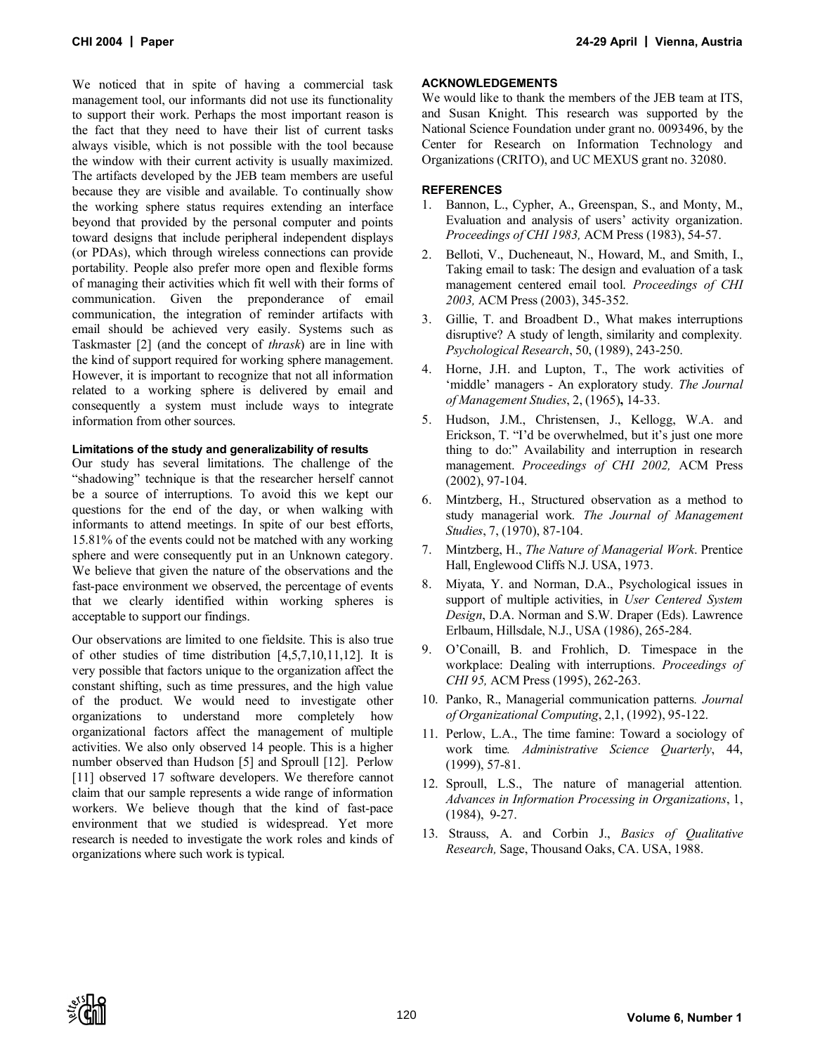We noticed that in spite of having a commercial task management tool, our informants did not use its functionality to support their work. Perhaps the most important reason is the fact that they need to have their list of current tasks always visible, which is not possible with the tool because the window with their current activity is usually maximized. The artifacts developed by the JEB team members are useful because they are visible and available. To continually show the working sphere status requires extending an interface beyond that provided by the personal computer and points toward designs that include peripheral independent displays (or PDAs), which through wireless connections can provide portability. People also prefer more open and flexible forms of managing their activities which fit well with their forms of communication. Given the preponderance of email communication, the integration of reminder artifacts with email should be achieved very easily. Systems such as Taskmaster [2] (and the concept of *thrask*) are in line with the kind of support required for working sphere management. However, it is important to recognize that not all information related to a working sphere is delivered by email and consequently a system must include ways to integrate information from other sources.

#### Limitations of the study and generalizability of results

Our study has several limitations. The challenge of the "shadowing" technique is that the researcher herself cannot be a source of interruptions. To avoid this we kept our questions for the end of the day, or when walking with informants to attend meetings. In spite of our best efforts, 15.81% of the events could not be matched with any working sphere and were consequently put in an Unknown category. We believe that given the nature of the observations and the fast-pace environment we observed, the percentage of events that we clearly identified within working spheres is acceptable to support our findings.

Our observations are limited to one fieldsite. This is also true of other studies of time distribution [4,5,7,10,11,12]. It is very possible that factors unique to the organization affect the constant shifting, such as time pressures, and the high value of the product. We would need to investigate other organizations to understand more completely how organizational factors affect the management of multiple activities. We also only observed 14 people. This is a higher number observed than Hudson [5] and Sproull [12]. Perlow [11] observed 17 software developers. We therefore cannot claim that our sample represents a wide range of information workers. We believe though that the kind of fast-pace environment that we studied is widespread. Yet more research is needed to investigate the work roles and kinds of organizations where such work is typical.

### ACKNOWLEDGEMENTS

We would like to thank the members of the JEB team at ITS, and Susan Knight. This research was supported by the National Science Foundation under grant no. 0093496, by the Center for Research on Information Technology and Organizations (CRITO), and UC MEXUS grant no. 32080.

### REFERENCES

1. Bannon, L., Cypher, A., Greenspan, S., and Monty, M., Evaluation and analysis of users' activity organization. *Proceedings of CHI 1983,* ACM Press (1983), 54-57.
2. Belloti, V., Ducheneaut, N., Howard, M., and Smith, I., Taking email to task: The design and evaluation of a task management centered email tool. *Proceedings of CHI 2003,* ACM Press (2003), 345-352.
3. Gillie, T. and Broadbent D., What makes interruptions disruptive? A study of length, similarity and complexity. *Psychological Research*, 50, (1989), 243-250.
4. Horne, J.H. and Lupton, T., The work activities of 'middle' managers - An exploratory study. *The Journal of Management Studies*, 2, (1965)**,** 14-33.
5. Hudson, J.M., Christensen, J., Kellogg, W.A. and Erickson, T. "I'd be overwhelmed, but it's just one more thing to do:" Availability and interruption in research management. *Proceedings of CHI 2002,* ACM Press (2002), 97-104.
6. Mintzberg, H., Structured observation as a method to study managerial work. *The Journal of Management Studies*, 7, (1970), 87-104.
7. Mintzberg, H., *The Nature of Managerial Work*. Prentice Hall, Englewood Cliffs N.J. USA, 1973.
8. Miyata, Y. and Norman, D.A., Psychological issues in support of multiple activities, in *User Centered System Design*, D.A. Norman and S.W. Draper (Eds). Lawrence Erlbaum, Hillsdale, N.J., USA (1986), 265-284.
9. O'Conaill, B. and Frohlich, D. Timespace in the workplace: Dealing with interruptions. *Proceedings of CHI 95,* ACM Press (1995), 262-263.
10. Panko, R., Managerial communication patterns. *Journal of Organizational Computing*, 2,1, (1992), 95-122.
11. Perlow, L.A., The time famine: Toward a sociology of work time. *Administrative Science Quarterly*, 44, (1999), 57-81.
12. Sproull, L.S., The nature of managerial attention. *Advances in Information Processing in Organizations*, 1, (1984), 9-27.
13. Strauss, A. and Corbin J., *Basics of Qualitative Research,* Sage, Thousand Oaks, CA. USA, 1988.